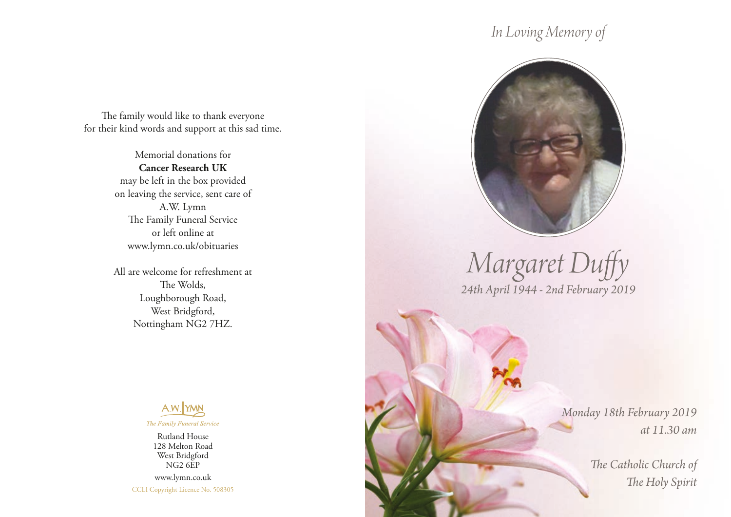The family would like to thank everyone for their kind words and support at this sad time.

Memorial donations for
**Cancer Research UK**
may be left in the box provided on leaving the service, sent care of
A.W. Lymn
The Family Funeral Service
or left online at
www.lymn.co.uk/obituaries

All are welcome for refreshment at
The Wolds,
Loughborough Road,
West Bridgford,
Nottingham NG2 7HZ.

A.W. LYMN
*The Family Funeral Service*

Rutland House
128 Melton Road
West Bridgford
NG2 6EP

www.lymn.co.uk

CCLI Copyright Licence No. 508305

*In Loving Memory of*

# *Margaret Duffy*

*24th April 1944 - 2nd February 2019*

*Monday 18th February 2019*
*at 11.30 am*

*The Catholic Church of*
*The Holy Spirit*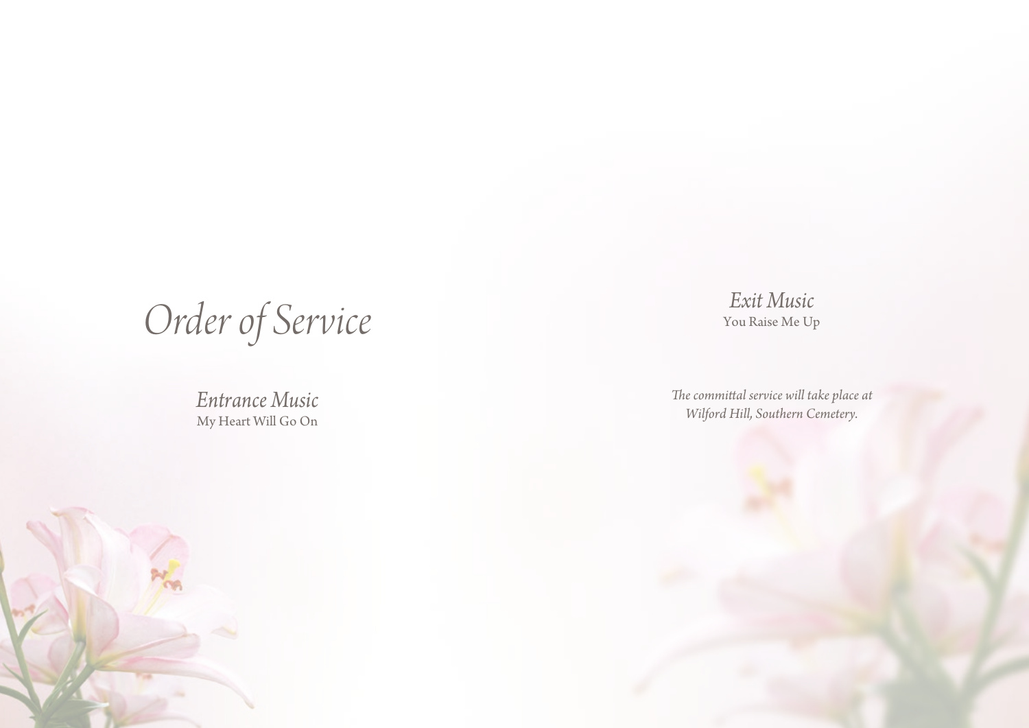# *Order of Service*

*Entrance Music*
My Heart Will Go On

*Exit Music*
You Raise Me Up

*The committal service will take place at Wilford Hill, Southern Cemetery.*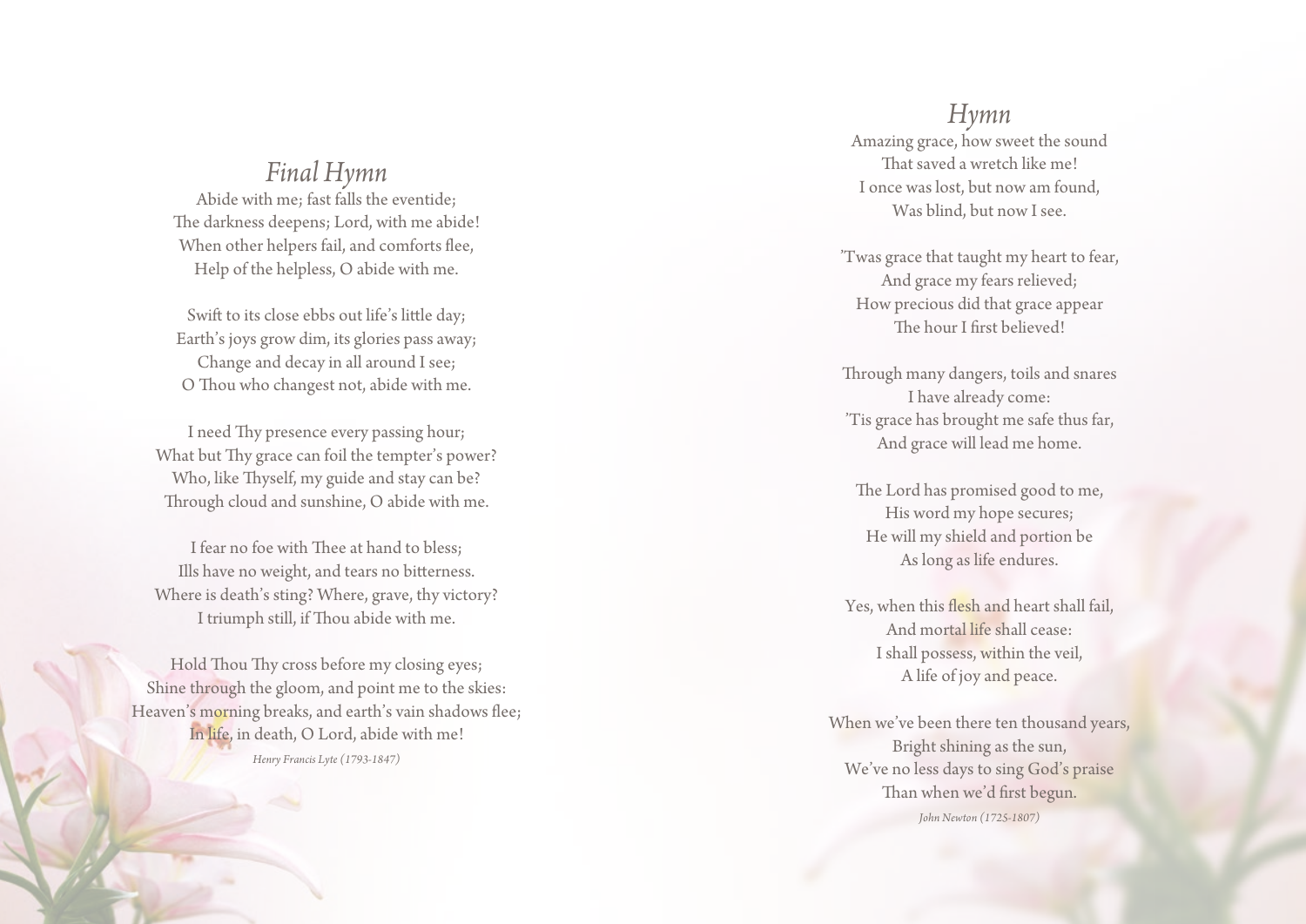## *Final Hymn*

Abide with me; fast falls the eventide;
The darkness deepens; Lord, with me abide!
When other helpers fail, and comforts flee,
Help of the helpless, O abide with me.

Swift to its close ebbs out life's little day;
Earth's joys grow dim, its glories pass away;
Change and decay in all around I see;
O Thou who changest not, abide with me.

I need Thy presence every passing hour;
What but Thy grace can foil the tempter's power?
Who, like Thyself, my guide and stay can be?
Through cloud and sunshine, O abide with me.

I fear no foe with Thee at hand to bless;
Ills have no weight, and tears no bitterness.
Where is death's sting? Where, grave, thy victory?
I triumph still, if Thou abide with me.

Hold Thou Thy cross before my closing eyes;
Shine through the gloom, and point me to the skies:
Heaven's morning breaks, and earth's vain shadows flee;
In life, in death, O Lord, abide with me!

*Henry Francis Lyte (1793-1847)*

## *Hymn*

Amazing grace, how sweet the sound
That saved a wretch like me!
I once was lost, but now am found,
Was blind, but now I see.

'Twas grace that taught my heart to fear,
And grace my fears relieved;
How precious did that grace appear
The hour I first believed!

Through many dangers, toils and snares
I have already come:
'Tis grace has brought me safe thus far,
And grace will lead me home.

The Lord has promised good to me,
His word my hope secures;
He will my shield and portion be
As long as life endures.

Yes, when this flesh and heart shall fail,
And mortal life shall cease:
I shall possess, within the veil,
A life of joy and peace.

When we've been there ten thousand years,
Bright shining as the sun,
We've no less days to sing God's praise
Than when we'd first begun.

*John Newton (1725-1807)*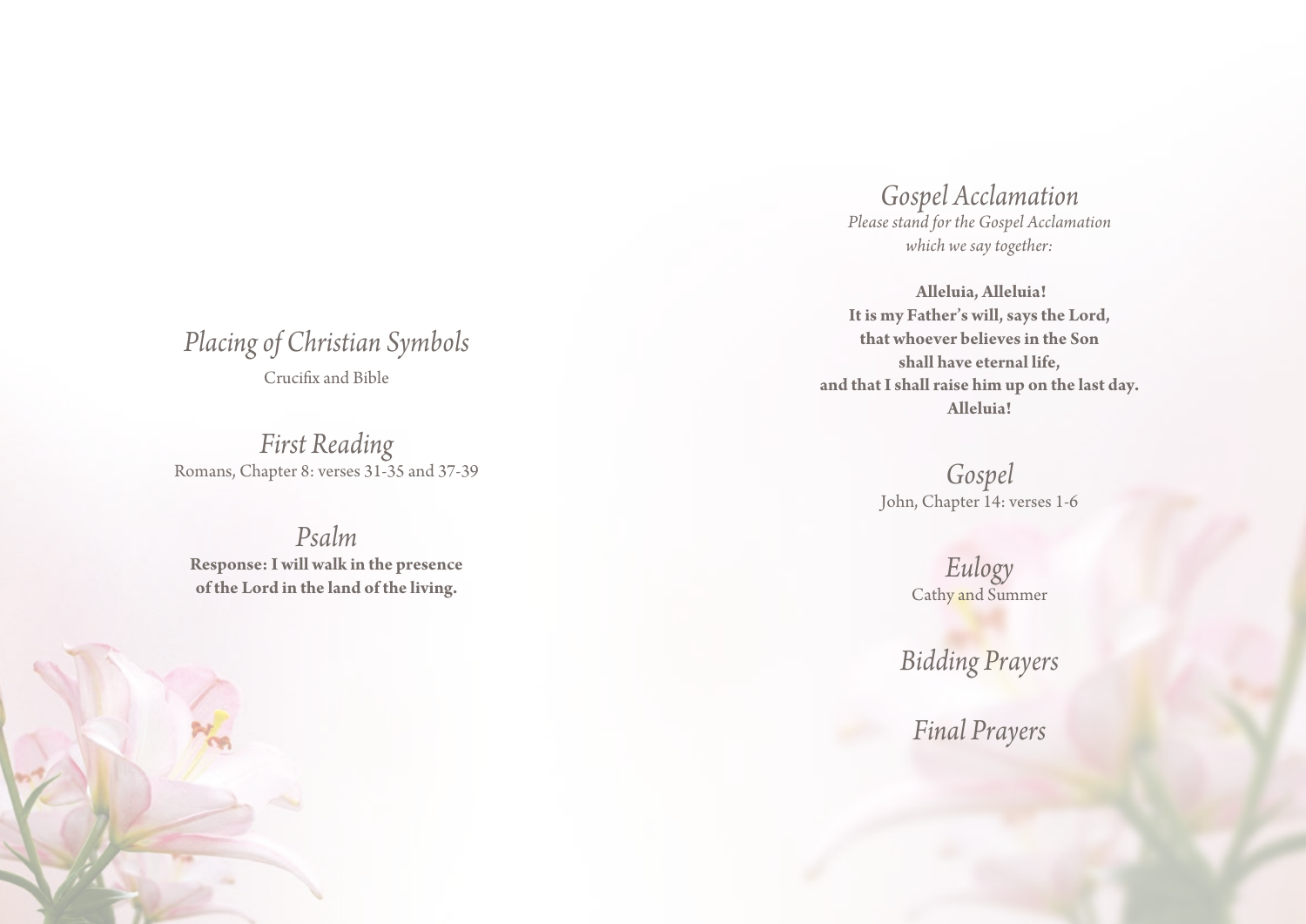## *Placing of Christian Symbols*

Crucifix and Bible

## *First Reading*

Romans, Chapter 8: verses 31-35 and 37-39

## *Psalm*

**Response: I will walk in the presence of the Lord in the land of the living.**

## *Gospel Acclamation*

*Please stand for the Gospel Acclamation which we say together:*

**Alleluia, Alleluia!**
**It is my Father's will, says the Lord,**
**that whoever believes in the Son**
**shall have eternal life,**
**and that I shall raise him up on the last day.**
**Alleluia!**

## *Gospel*

John, Chapter 14: verses 1-6

## *Eulogy*

Cathy and Summer

## *Bidding Prayers*

## *Final Prayers*